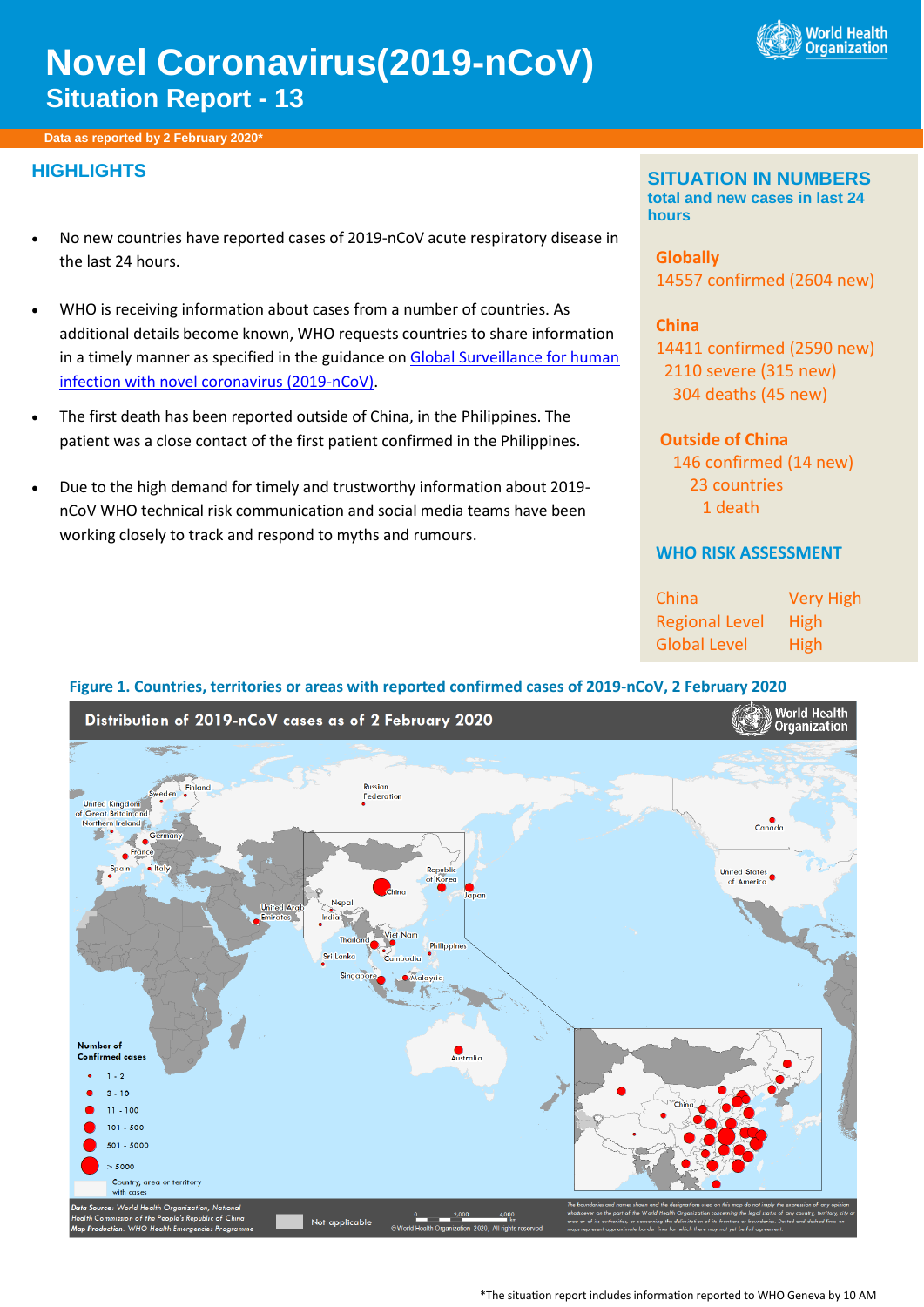# Novel Coronavirus(2019-nCoV)

## Situation Report - 13

**Data as reported by 2 February 2020***

## HIGHLIGHTS

- No new countries have reported cases of 2019-nCoV acute respiratory disease in the last 24 hours.
- WHO is receiving information about cases from a number of countries. As additional details become known, WHO requests countries to share information in a timely manner as specified in the guidance on Global Surveillance for human infection with novel coronavirus (2019-nCoV).
- The first death has been reported outside of China, in the Philippines. The patient was a close contact of the first patient confirmed in the Philippines.
- Due to the high demand for timely and trustworthy information about 2019-nCoV WHO technical risk communication and social media teams have been working closely to track and respond to myths and rumours.

## SITUATION IN NUMBERS

**total and new cases in last 24 hours**

**Globally**
14557 confirmed (2604 new)

**China**
14411 confirmed (2590 new)
2110 severe (315 new)
304 deaths (45 new)

**Outside of China**
146 confirmed (14 new)
23 countries
1 death

## WHO RISK ASSESSMENT

| | |
|---|---|
| China | Very High |
| Regional Level | High |
| Global Level | High |

**Figure 1. Countries, territories or areas with reported confirmed cases of 2019-nCoV, 2 February 2020**

*The situation report includes information reported to WHO Geneva by 10 AM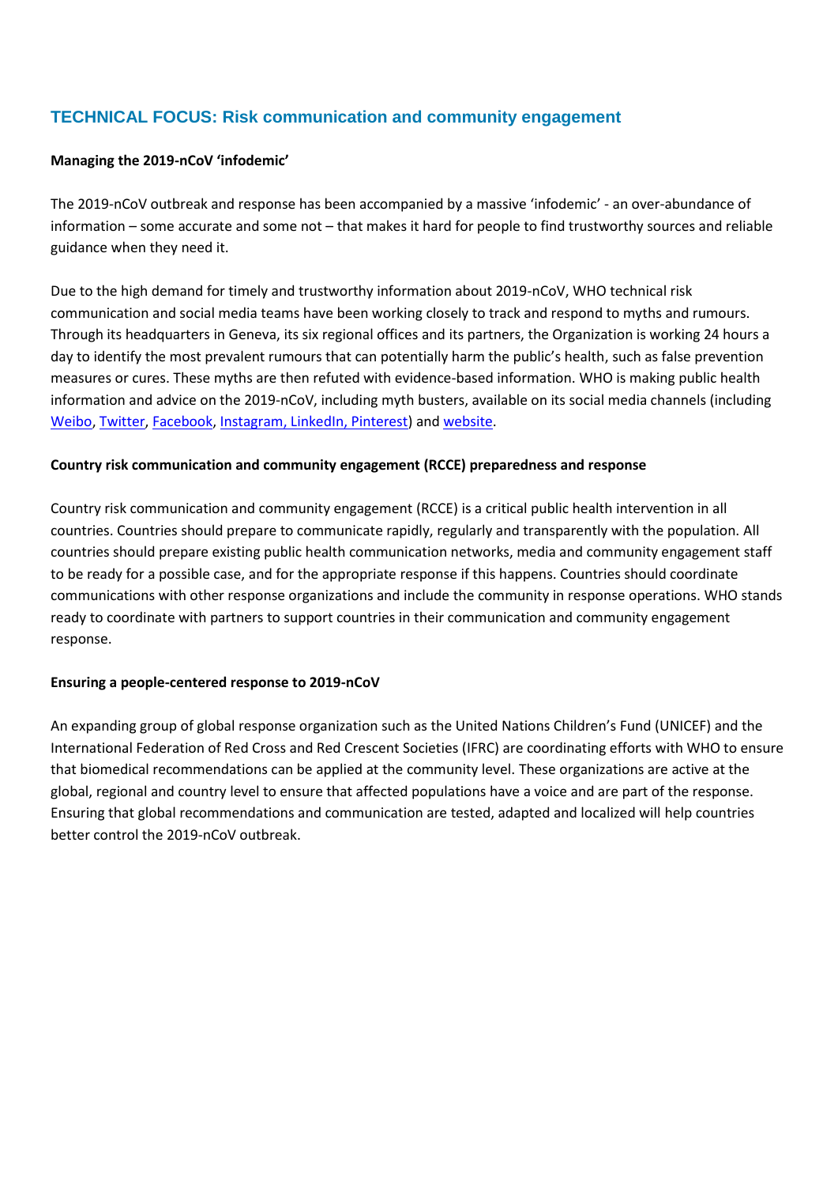## TECHNICAL FOCUS: Risk communication and community engagement

**Managing the 2019-nCoV 'infodemic'**

The 2019-nCoV outbreak and response has been accompanied by a massive 'infodemic' - an over-abundance of information – some accurate and some not – that makes it hard for people to find trustworthy sources and reliable guidance when they need it.

Due to the high demand for timely and trustworthy information about 2019-nCoV, WHO technical risk communication and social media teams have been working closely to track and respond to myths and rumours. Through its headquarters in Geneva, its six regional offices and its partners, the Organization is working 24 hours a day to identify the most prevalent rumours that can potentially harm the public's health, such as false prevention measures or cures. These myths are then refuted with evidence-based information. WHO is making public health information and advice on the 2019-nCoV, including myth busters, available on its social media channels (including Weibo, Twitter, Facebook, Instagram, LinkedIn, Pinterest) and website.

**Country risk communication and community engagement (RCCE) preparedness and response**

Country risk communication and community engagement (RCCE) is a critical public health intervention in all countries. Countries should prepare to communicate rapidly, regularly and transparently with the population. All countries should prepare existing public health communication networks, media and community engagement staff to be ready for a possible case, and for the appropriate response if this happens. Countries should coordinate communications with other response organizations and include the community in response operations. WHO stands ready to coordinate with partners to support countries in their communication and community engagement response.

**Ensuring a people-centered response to 2019-nCoV**

An expanding group of global response organization such as the United Nations Children's Fund (UNICEF) and the International Federation of Red Cross and Red Crescent Societies (IFRC) are coordinating efforts with WHO to ensure that biomedical recommendations can be applied at the community level. These organizations are active at the global, regional and country level to ensure that affected populations have a voice and are part of the response. Ensuring that global recommendations and communication are tested, adapted and localized will help countries better control the 2019-nCoV outbreak.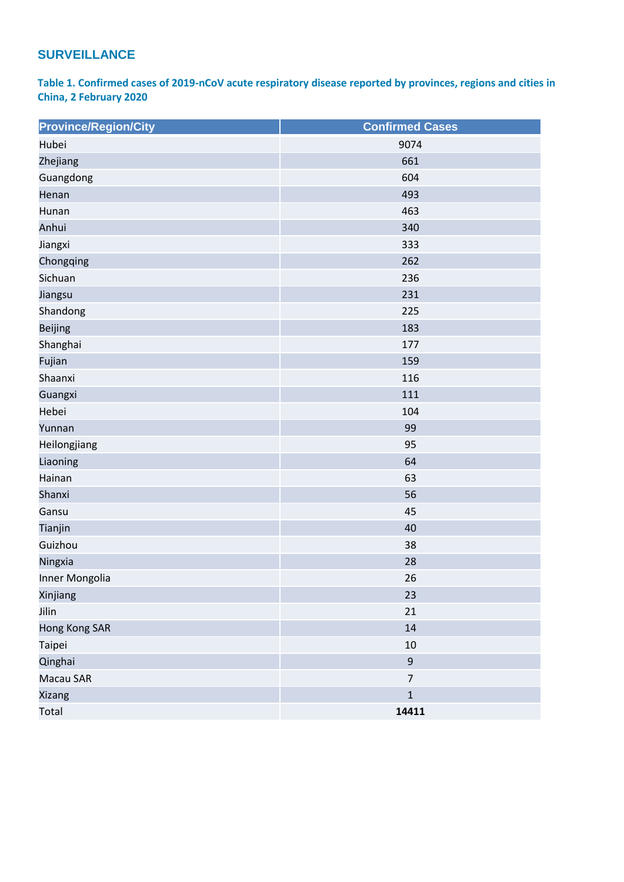## SURVEILLANCE

**Table 1. Confirmed cases of 2019-nCoV acute respiratory disease reported by provinces, regions and cities in China, 2 February 2020**

| Province/Region/City | Confirmed Cases |
|---|---|
| Hubei | 9074 |
| Zhejiang | 661 |
| Guangdong | 604 |
| Henan | 493 |
| Hunan | 463 |
| Anhui | 340 |
| Jiangxi | 333 |
| Chongqing | 262 |
| Sichuan | 236 |
| Jiangsu | 231 |
| Shandong | 225 |
| Beijing | 183 |
| Shanghai | 177 |
| Fujian | 159 |
| Shaanxi | 116 |
| Guangxi | 111 |
| Hebei | 104 |
| Yunnan | 99 |
| Heilongjiang | 95 |
| Liaoning | 64 |
| Hainan | 63 |
| Shanxi | 56 |
| Gansu | 45 |
| Tianjin | 40 |
| Guizhou | 38 |
| Ningxia | 28 |
| Inner Mongolia | 26 |
| Xinjiang | 23 |
| Jilin | 21 |
| Hong Kong SAR | 14 |
| Taipei | 10 |
| Qinghai | 9 |
| Macau SAR | 7 |
| Xizang | 1 |
| Total | **14411** |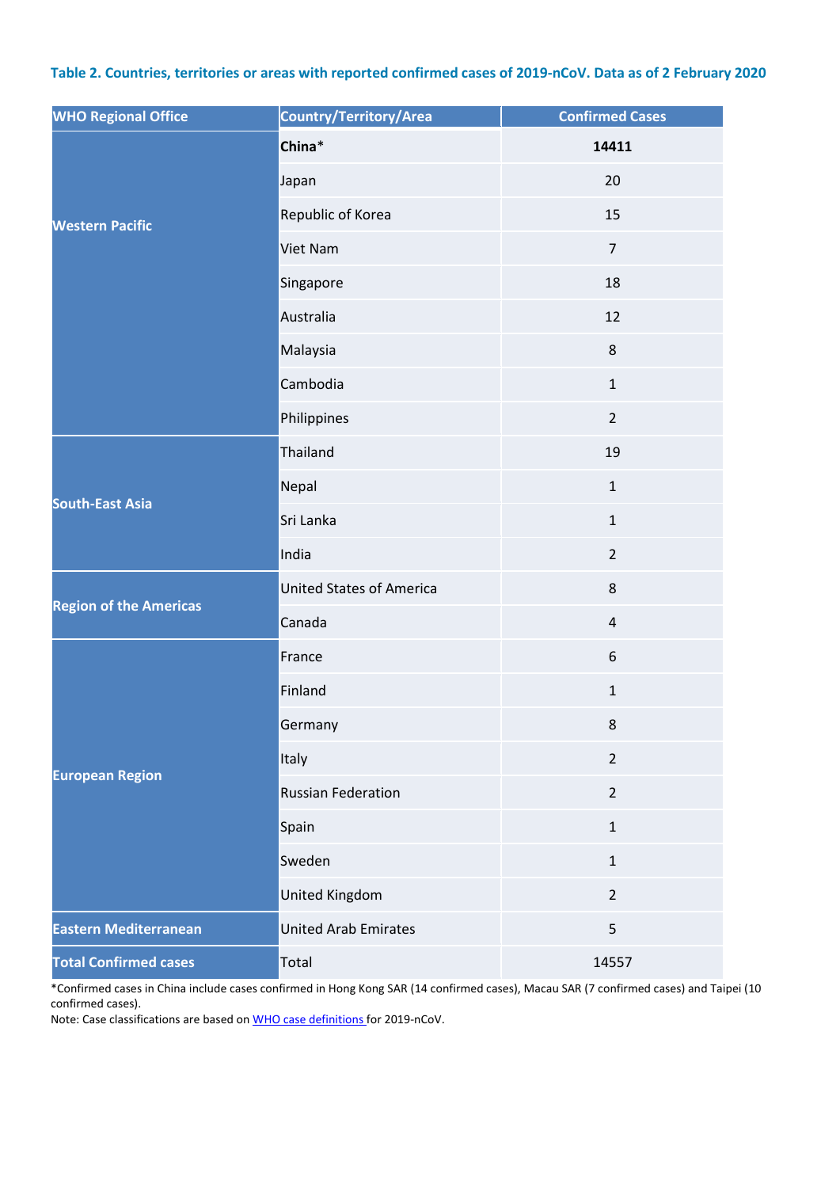**Table 2. Countries, territories or areas with reported confirmed cases of 2019-nCoV. Data as of 2 February 2020**

| WHO Regional Office | Country/Territory/Area | Confirmed Cases |
|---|---|---|
| Western Pacific | **China***| **14411** |
| | Japan | 20 |
| | Republic of Korea | 15 |
| | Viet Nam | 7 |
| | Singapore | 18 |
| | Australia | 12 |
| | Malaysia | 8 |
| | Cambodia | 1 |
| | Philippines | 2 |
| South-East Asia | Thailand | 19 |
| | Nepal | 1 |
| | Sri Lanka | 1 |
| | India | 2 |
| Region of the Americas | United States of America | 8 |
| | Canada | 4 |
| European Region | France | 6 |
| | Finland | 1 |
| | Germany | 8 |
| | Italy | 2 |
| | Russian Federation | 2 |
| | Spain | 1 |
| | Sweden | 1 |
| | United Kingdom | 2 |
| Eastern Mediterranean | United Arab Emirates | 5 |
| Total Confirmed cases | Total | 14557 |

*Confirmed cases in China include cases confirmed in Hong Kong SAR (14 confirmed cases), Macau SAR (7 confirmed cases) and Taipei (10 confirmed cases).

Note: Case classifications are based on WHO case definitions for 2019-nCoV.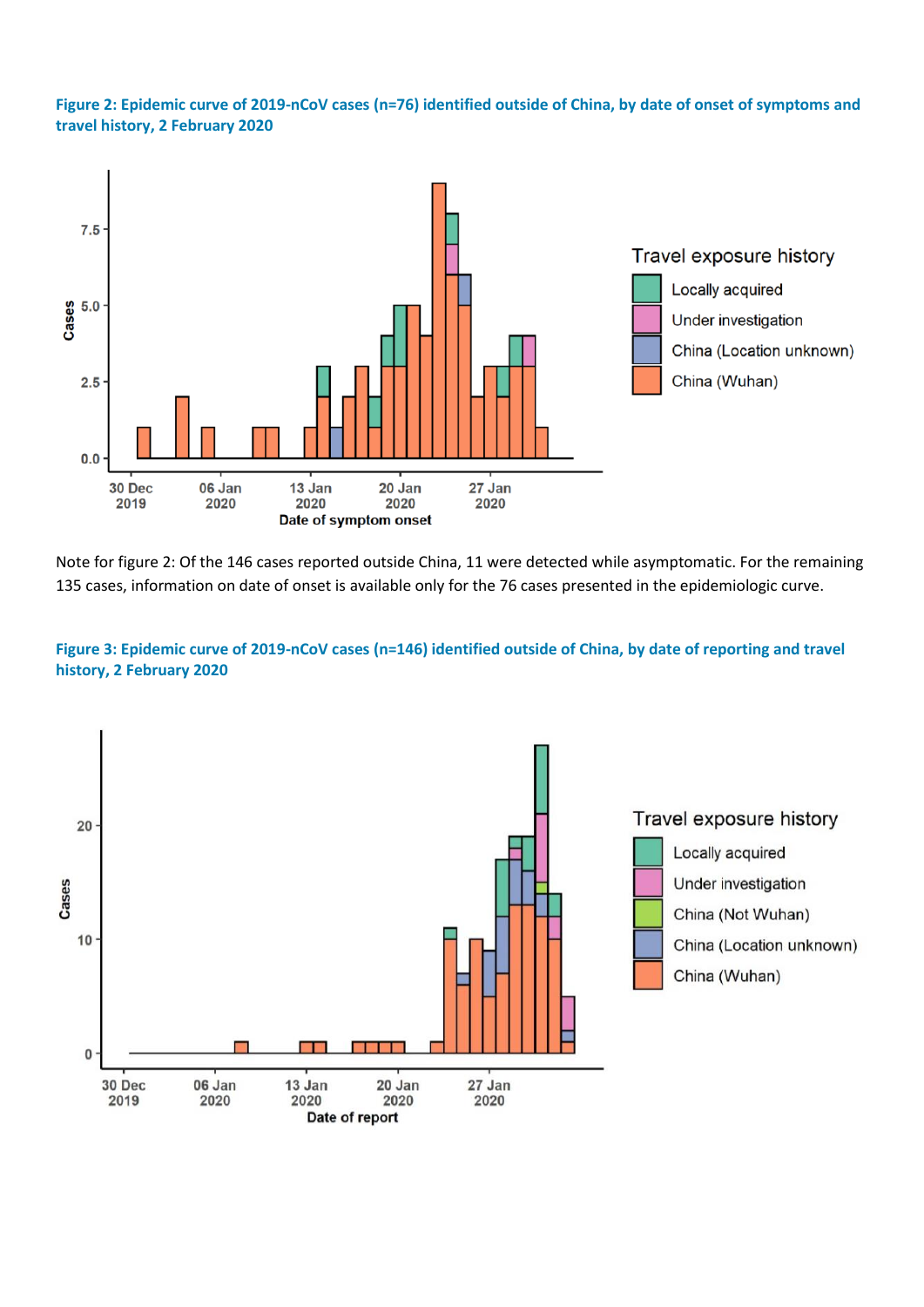**Figure 2: Epidemic curve of 2019-nCoV cases (n=76) identified outside of China, by date of onset of symptoms and travel history, 2 February 2020**

Note for figure 2: Of the 146 cases reported outside China, 11 were detected while asymptomatic. For the remaining 135 cases, information on date of onset is available only for the 76 cases presented in the epidemiologic curve.

**Figure 3: Epidemic curve of 2019-nCoV cases (n=146) identified outside of China, by date of reporting and travel history, 2 February 2020**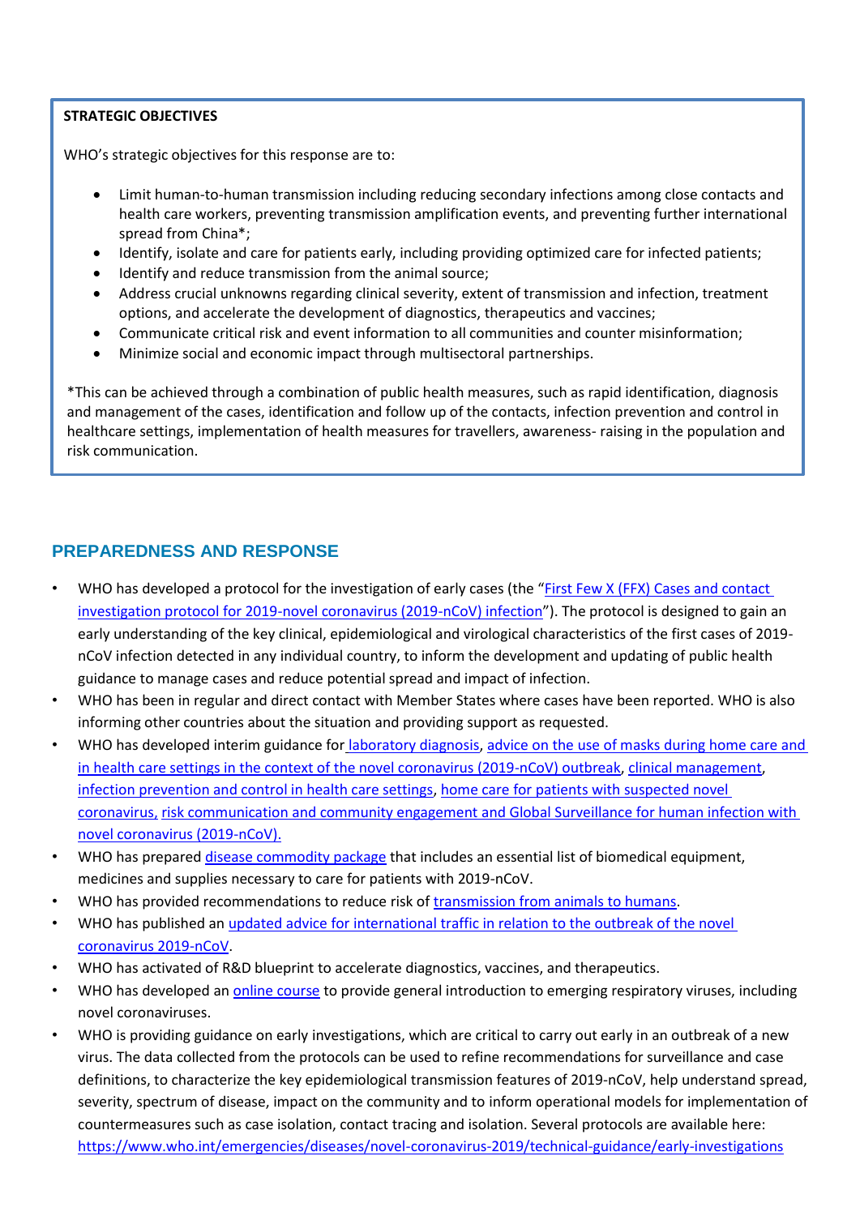**STRATEGIC OBJECTIVES**

WHO's strategic objectives for this response are to:

- Limit human-to-human transmission including reducing secondary infections among close contacts and health care workers, preventing transmission amplification events, and preventing further international spread from China*;
- Identify, isolate and care for patients early, including providing optimized care for infected patients;
- Identify and reduce transmission from the animal source;
- Address crucial unknowns regarding clinical severity, extent of transmission and infection, treatment options, and accelerate the development of diagnostics, therapeutics and vaccines;
- Communicate critical risk and event information to all communities and counter misinformation;
- Minimize social and economic impact through multisectoral partnerships.

*This can be achieved through a combination of public health measures, such as rapid identification, diagnosis and management of the cases, identification and follow up of the contacts, infection prevention and control in healthcare settings, implementation of health measures for travellers, awareness- raising in the population and risk communication.

## PREPAREDNESS AND RESPONSE

- WHO has developed a protocol for the investigation of early cases (the "First Few X (FFX) Cases and contact investigation protocol for 2019-novel coronavirus (2019-nCoV) infection"). The protocol is designed to gain an early understanding of the key clinical, epidemiological and virological characteristics of the first cases of 2019-nCoV infection detected in any individual country, to inform the development and updating of public health guidance to manage cases and reduce potential spread and impact of infection.
- WHO has been in regular and direct contact with Member States where cases have been reported. WHO is also informing other countries about the situation and providing support as requested.
- WHO has developed interim guidance for laboratory diagnosis, advice on the use of masks during home care and in health care settings in the context of the novel coronavirus (2019-nCoV) outbreak, clinical management, infection prevention and control in health care settings, home care for patients with suspected novel coronavirus, risk communication and community engagement and Global Surveillance for human infection with novel coronavirus (2019-nCoV).
- WHO has prepared disease commodity package that includes an essential list of biomedical equipment, medicines and supplies necessary to care for patients with 2019-nCoV.
- WHO has provided recommendations to reduce risk of transmission from animals to humans.
- WHO has published an updated advice for international traffic in relation to the outbreak of the novel coronavirus 2019-nCoV.
- WHO has activated of R&D blueprint to accelerate diagnostics, vaccines, and therapeutics.
- WHO has developed an online course to provide general introduction to emerging respiratory viruses, including novel coronaviruses.
- WHO is providing guidance on early investigations, which are critical to carry out early in an outbreak of a new virus. The data collected from the protocols can be used to refine recommendations for surveillance and case definitions, to characterize the key epidemiological transmission features of 2019-nCoV, help understand spread, severity, spectrum of disease, impact on the community and to inform operational models for implementation of countermeasures such as case isolation, contact tracing and isolation. Several protocols are available here: https://www.who.int/emergencies/diseases/novel-coronavirus-2019/technical-guidance/early-investigations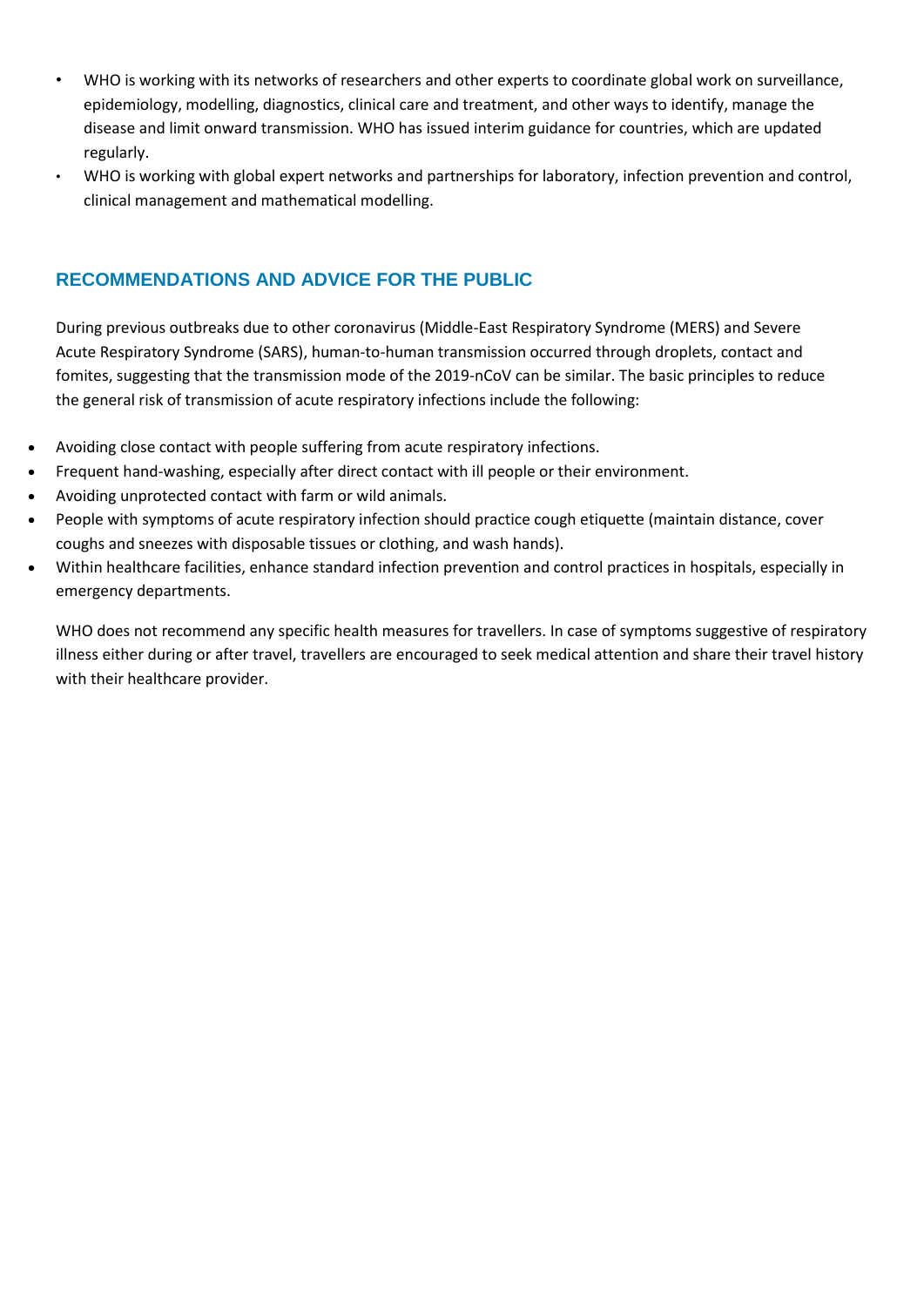- WHO is working with its networks of researchers and other experts to coordinate global work on surveillance, epidemiology, modelling, diagnostics, clinical care and treatment, and other ways to identify, manage the disease and limit onward transmission. WHO has issued interim guidance for countries, which are updated regularly.
- WHO is working with global expert networks and partnerships for laboratory, infection prevention and control, clinical management and mathematical modelling.

## RECOMMENDATIONS AND ADVICE FOR THE PUBLIC

During previous outbreaks due to other coronavirus (Middle-East Respiratory Syndrome (MERS) and Severe Acute Respiratory Syndrome (SARS), human-to-human transmission occurred through droplets, contact and fomites, suggesting that the transmission mode of the 2019-nCoV can be similar. The basic principles to reduce the general risk of transmission of acute respiratory infections include the following:

- Avoiding close contact with people suffering from acute respiratory infections.
- Frequent hand-washing, especially after direct contact with ill people or their environment.
- Avoiding unprotected contact with farm or wild animals.
- People with symptoms of acute respiratory infection should practice cough etiquette (maintain distance, cover coughs and sneezes with disposable tissues or clothing, and wash hands).
- Within healthcare facilities, enhance standard infection prevention and control practices in hospitals, especially in emergency departments.

WHO does not recommend any specific health measures for travellers. In case of symptoms suggestive of respiratory illness either during or after travel, travellers are encouraged to seek medical attention and share their travel history with their healthcare provider.